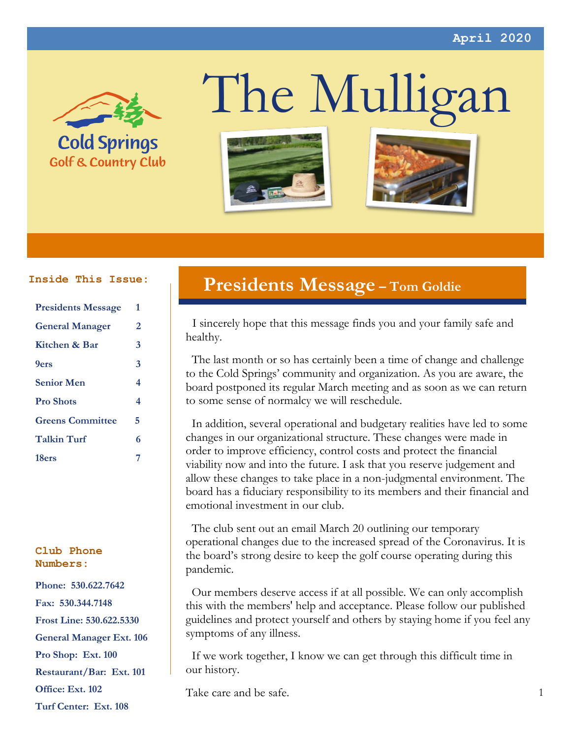April 2020

# The Mulligan

Cold Springs Golf & Country Club

**Inside This Issue:**

| | |
|---|---|
| Presidents Message | 1 |
| General Manager | 2 |
| Kitchen & Bar | 3 |
| 9ers | 3 |
| Senior Men | 4 |
| Pro Shots | 4 |
| Greens Committee | 5 |
| Talkin Turf | 6 |
| 18ers | 7 |

**Club Phone Numbers:**

**Phone: 530.622.7642**
**Fax: 530.344.7148**
**Frost Line: 530.622.5330**
**General Manager Ext. 106**
**Pro Shop: Ext. 100**
**Restaurant/Bar: Ext. 101**
**Office: Ext. 102**
**Turf Center: Ext. 108**

## Presidents Message – Tom Goldie

I sincerely hope that this message finds you and your family safe and healthy.

The last month or so has certainly been a time of change and challenge to the Cold Springs' community and organization. As you are aware, the board postponed its regular March meeting and as soon as we can return to some sense of normalcy we will reschedule.

In addition, several operational and budgetary realities have led to some changes in our organizational structure. These changes were made in order to improve efficiency, control costs and protect the financial viability now and into the future. I ask that you reserve judgement and allow these changes to take place in a non-judgmental environment. The board has a fiduciary responsibility to its members and their financial and emotional investment in our club.

The club sent out an email March 20 outlining our temporary operational changes due to the increased spread of the Coronavirus. It is the board's strong desire to keep the golf course operating during this pandemic.

Our members deserve access if at all possible. We can only accomplish this with the members' help and acceptance. Please follow our published guidelines and protect yourself and others by staying home if you feel any symptoms of any illness.

If we work together, I know we can get through this difficult time in our history.

Take care and be safe.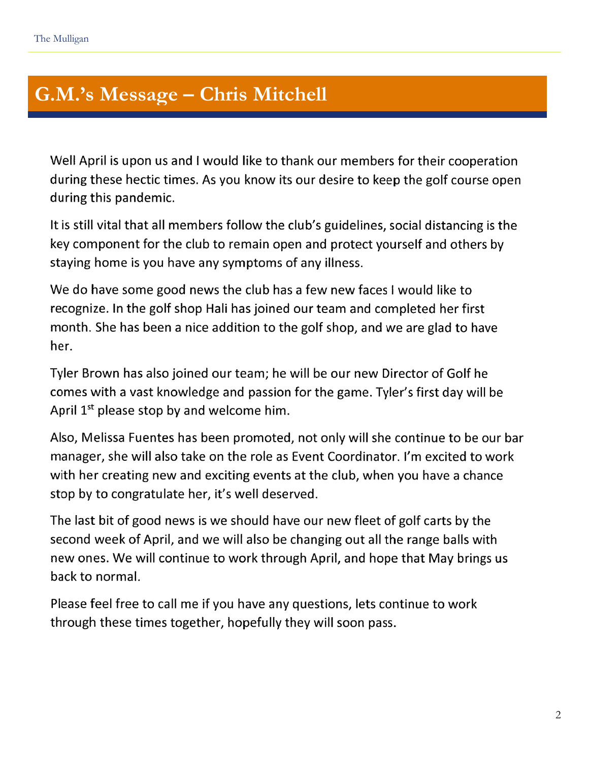# G.M.'s Message – Chris Mitchell

Well April is upon us and I would like to thank our members for their cooperation during these hectic times. As you know its our desire to keep the golf course open during this pandemic.

It is still vital that all members follow the club's guidelines, social distancing is the key component for the club to remain open and protect yourself and others by staying home is you have any symptoms of any illness.

We do have some good news the club has a few new faces I would like to recognize. In the golf shop Hali has joined our team and completed her first month. She has been a nice addition to the golf shop, and we are glad to have her.

Tyler Brown has also joined our team; he will be our new Director of Golf he comes with a vast knowledge and passion for the game. Tyler's first day will be April 1st please stop by and welcome him.

Also, Melissa Fuentes has been promoted, not only will she continue to be our bar manager, she will also take on the role as Event Coordinator. I'm excited to work with her creating new and exciting events at the club, when you have a chance stop by to congratulate her, it's well deserved.

The last bit of good news is we should have our new fleet of golf carts by the second week of April, and we will also be changing out all the range balls with new ones. We will continue to work through April, and hope that May brings us back to normal.

Please feel free to call me if you have any questions, lets continue to work through these times together, hopefully they will soon pass.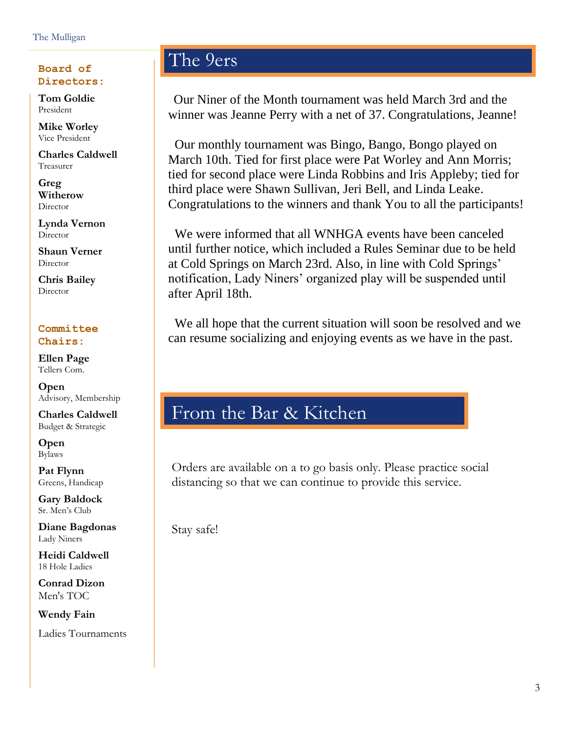**Board of Directors:**

**Tom Goldie**
President

**Mike Worley**
Vice President

**Charles Caldwell**
Treasurer

**Greg Witherow**
Director

**Lynda Vernon**
Director

**Shaun Verner**
Director

**Chris Bailey**
Director

**Committee Chairs:**

**Ellen Page**
Tellers Com.

**Open**
Advisory, Membership

**Charles Caldwell**
Budget & Strategic

**Open**
Bylaws

**Pat Flynn**
Greens, Handicap

**Gary Baldock**
Sr. Men's Club

**Diane Bagdonas**
Lady Niners

**Heidi Caldwell**
18 Hole Ladies

**Conrad Dizon**
Men's TOC

**Wendy Fain**
Ladies Tournaments

## The 9ers

Our Niner of the Month tournament was held March 3rd and the winner was Jeanne Perry with a net of 37. Congratulations, Jeanne!

Our monthly tournament was Bingo, Bango, Bongo played on March 10th. Tied for first place were Pat Worley and Ann Morris; tied for second place were Linda Robbins and Iris Appleby; tied for third place were Shawn Sullivan, Jeri Bell, and Linda Leake. Congratulations to the winners and thank You to all the participants!

We were informed that all WNHGA events have been canceled until further notice, which included a Rules Seminar due to be held at Cold Springs on March 23rd. Also, in line with Cold Springs' notification, Lady Niners' organized play will be suspended until after April 18th.

We all hope that the current situation will soon be resolved and we can resume socializing and enjoying events as we have in the past.

## From the Bar & Kitchen

Orders are available on a to go basis only. Please practice social distancing so that we can continue to provide this service.

Stay safe!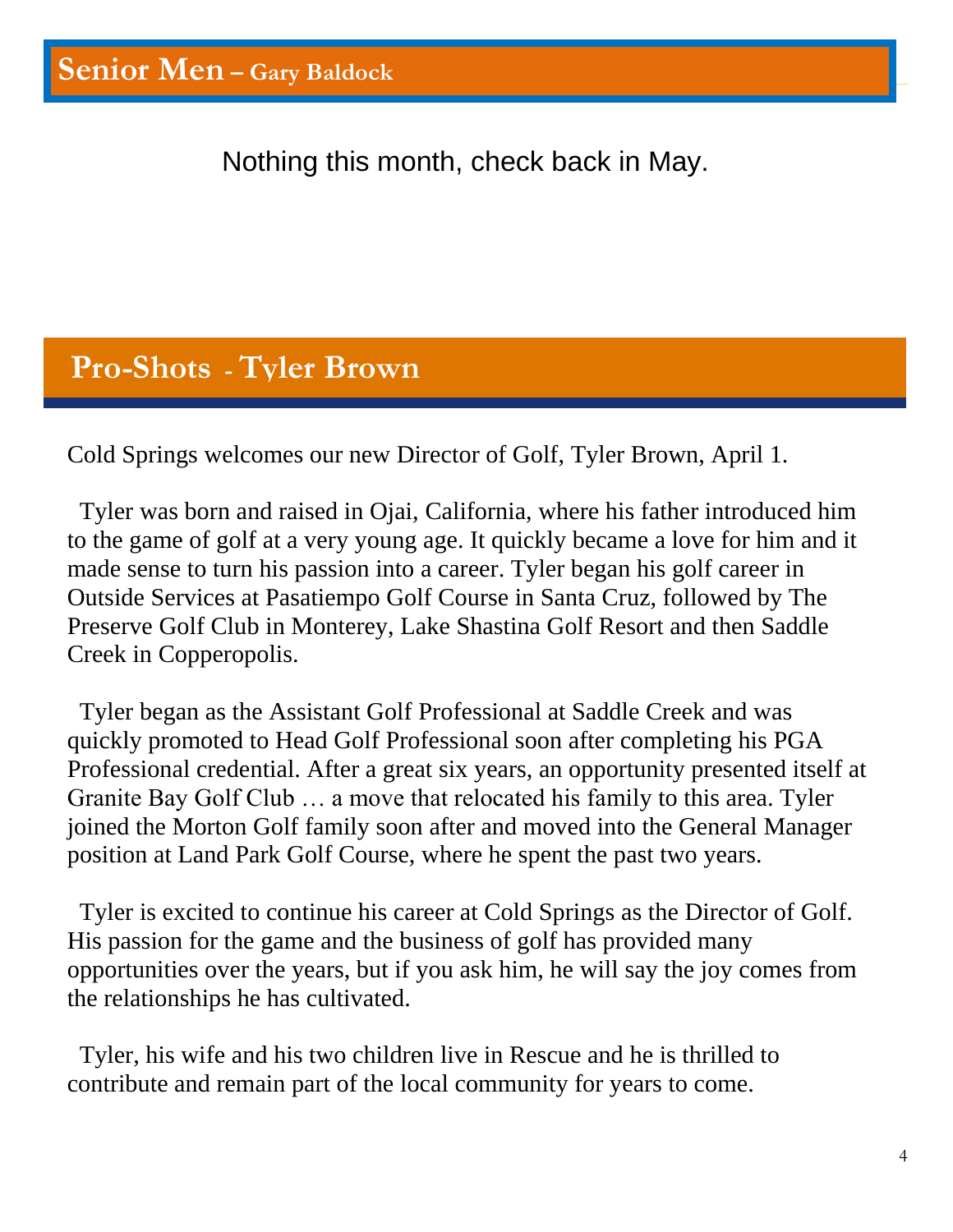## Senior Men – Gary Baldock

Nothing this month, check back in May.

## Pro-Shots - Tyler Brown

Cold Springs welcomes our new Director of Golf, Tyler Brown, April 1.

Tyler was born and raised in Ojai, California, where his father introduced him to the game of golf at a very young age. It quickly became a love for him and it made sense to turn his passion into a career. Tyler began his golf career in Outside Services at Pasatiempo Golf Course in Santa Cruz, followed by The Preserve Golf Club in Monterey, Lake Shastina Golf Resort and then Saddle Creek in Copperopolis.

Tyler began as the Assistant Golf Professional at Saddle Creek and was quickly promoted to Head Golf Professional soon after completing his PGA Professional credential. After a great six years, an opportunity presented itself at Granite Bay Golf Club … a move that relocated his family to this area. Tyler joined the Morton Golf family soon after and moved into the General Manager position at Land Park Golf Course, where he spent the past two years.

Tyler is excited to continue his career at Cold Springs as the Director of Golf. His passion for the game and the business of golf has provided many opportunities over the years, but if you ask him, he will say the joy comes from the relationships he has cultivated.

Tyler, his wife and his two children live in Rescue and he is thrilled to contribute and remain part of the local community for years to come.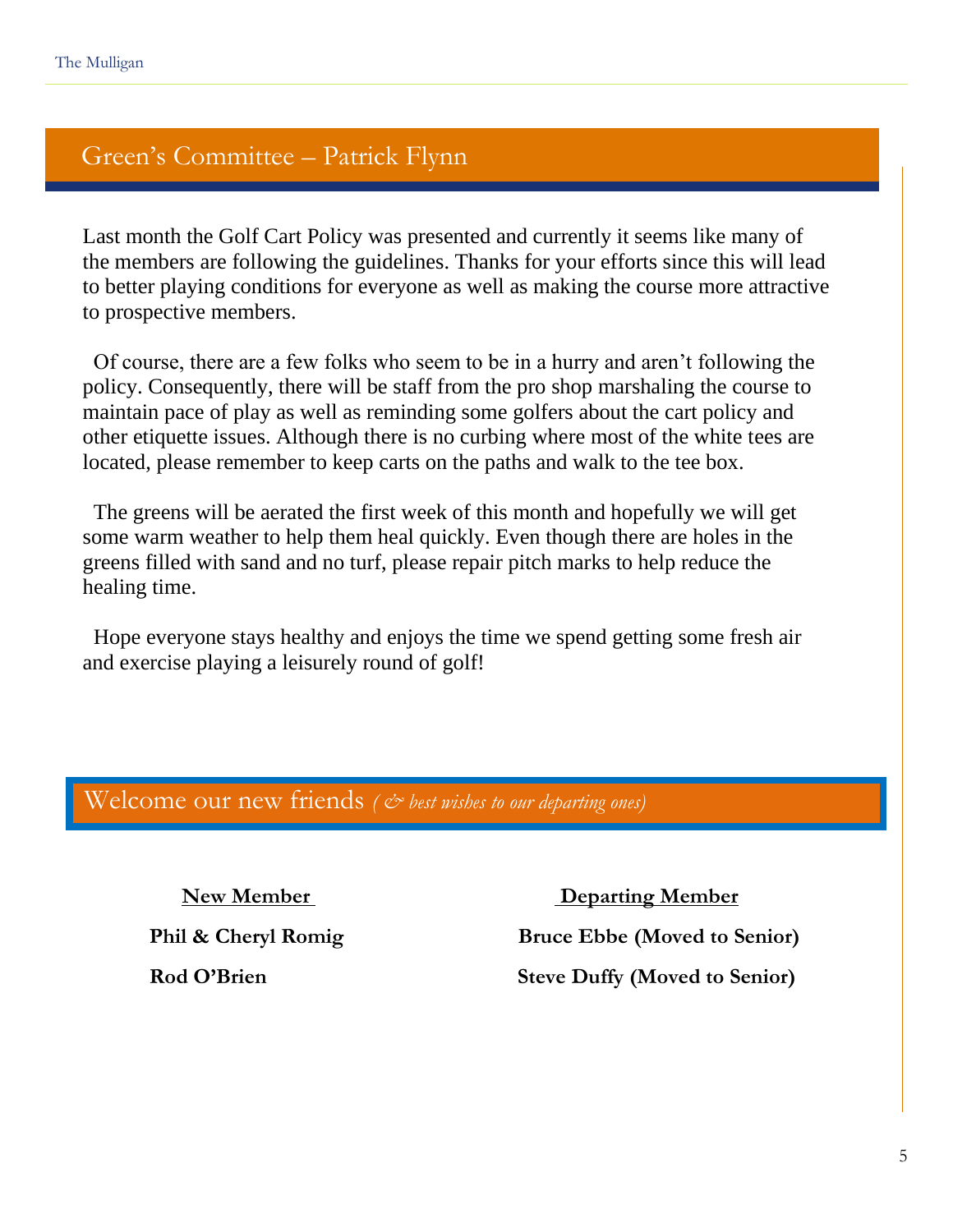## Green's Committee – Patrick Flynn

Last month the Golf Cart Policy was presented and currently it seems like many of the members are following the guidelines. Thanks for your efforts since this will lead to better playing conditions for everyone as well as making the course more attractive to prospective members.

Of course, there are a few folks who seem to be in a hurry and aren't following the policy. Consequently, there will be staff from the pro shop marshaling the course to maintain pace of play as well as reminding some golfers about the cart policy and other etiquette issues. Although there is no curbing where most of the white tees are located, please remember to keep carts on the paths and walk to the tee box.

The greens will be aerated the first week of this month and hopefully we will get some warm weather to help them heal quickly. Even though there are holes in the greens filled with sand and no turf, please repair pitch marks to help reduce the healing time.

Hope everyone stays healthy and enjoys the time we spend getting some fresh air and exercise playing a leisurely round of golf!

## Welcome our new friends *( & best wishes to our departing ones)*

| New Member | Departing Member |
|---|---|
| **Phil & Cheryl Romig** | **Bruce Ebbe (Moved to Senior)** |
| **Rod O'Brien** | **Steve Duffy (Moved to Senior)** |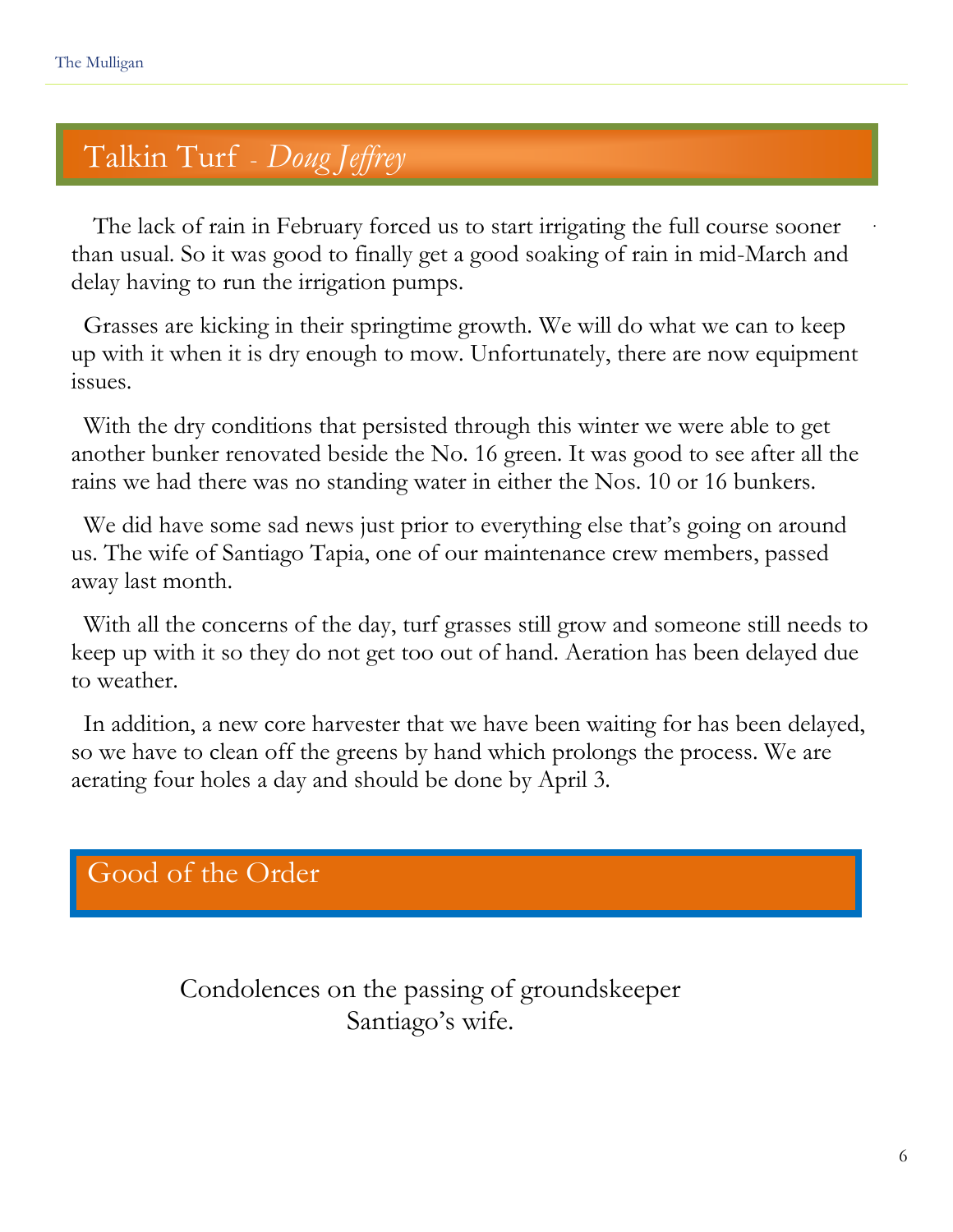## Talkin Turf - *Doug Jeffrey*

The lack of rain in February forced us to start irrigating the full course sooner than usual. So it was good to finally get a good soaking of rain in mid-March and delay having to run the irrigation pumps.

Grasses are kicking in their springtime growth. We will do what we can to keep up with it when it is dry enough to mow. Unfortunately, there are now equipment issues.

With the dry conditions that persisted through this winter we were able to get another bunker renovated beside the No. 16 green. It was good to see after all the rains we had there was no standing water in either the Nos. 10 or 16 bunkers.

We did have some sad news just prior to everything else that's going on around us. The wife of Santiago Tapia, one of our maintenance crew members, passed away last month.

With all the concerns of the day, turf grasses still grow and someone still needs to keep up with it so they do not get too out of hand. Aeration has been delayed due to weather.

In addition, a new core harvester that we have been waiting for has been delayed, so we have to clean off the greens by hand which prolongs the process. We are aerating four holes a day and should be done by April 3.

## Good of the Order

Condolences on the passing of groundskeeper Santiago's wife.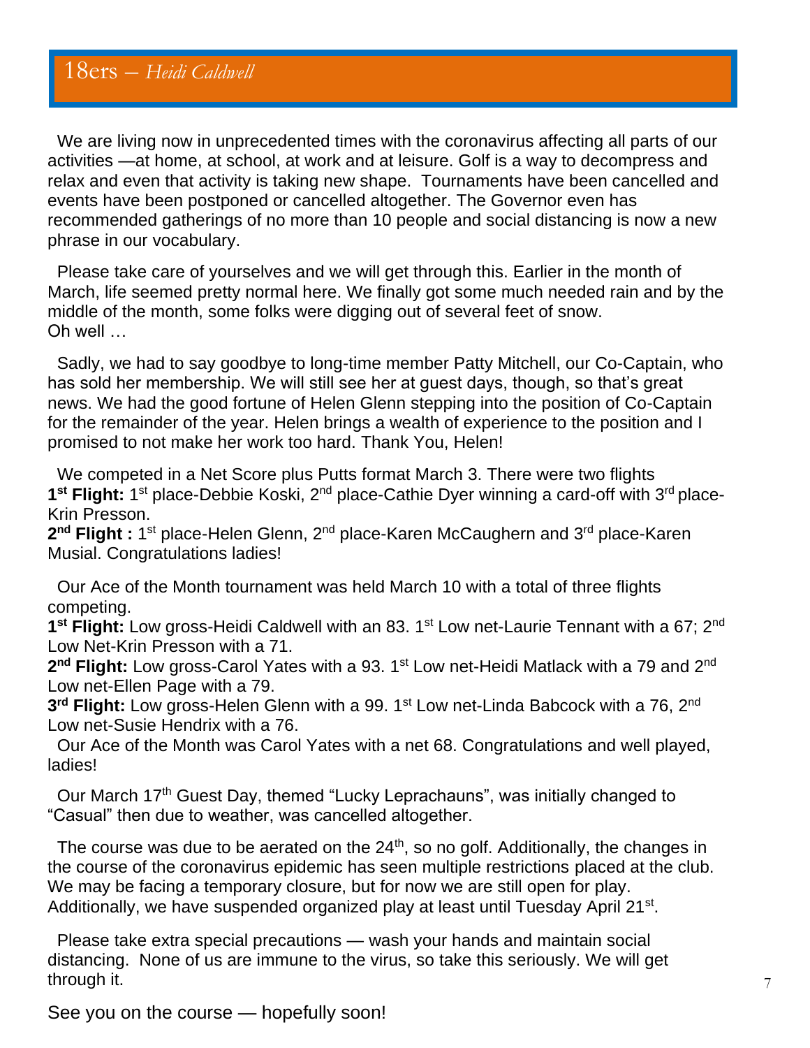# 18ers – *Heidi Caldwell*

We are living now in unprecedented times with the coronavirus affecting all parts of our activities —at home, at school, at work and at leisure. Golf is a way to decompress and relax and even that activity is taking new shape. Tournaments have been cancelled and events have been postponed or cancelled altogether. The Governor even has recommended gatherings of no more than 10 people and social distancing is now a new phrase in our vocabulary.

Please take care of yourselves and we will get through this. Earlier in the month of March, life seemed pretty normal here. We finally got some much needed rain and by the middle of the month, some folks were digging out of several feet of snow.
Oh well …

Sadly, we had to say goodbye to long-time member Patty Mitchell, our Co-Captain, who has sold her membership. We will still see her at guest days, though, so that's great news. We had the good fortune of Helen Glenn stepping into the position of Co-Captain for the remainder of the year. Helen brings a wealth of experience to the position and I promised to not make her work too hard. Thank You, Helen!

We competed in a Net Score plus Putts format March 3. There were two flights
**1st Flight:** 1st place-Debbie Koski, 2nd place-Cathie Dyer winning a card-off with 3rd place-Krin Presson.
**2nd Flight :** 1st place-Helen Glenn, 2nd place-Karen McCaughern and 3rd place-Karen Musial. Congratulations ladies!

Our Ace of the Month tournament was held March 10 with a total of three flights competing.
**1st Flight:** Low gross-Heidi Caldwell with an 83. 1st Low net-Laurie Tennant with a 67; 2nd Low Net-Krin Presson with a 71.
**2nd Flight:** Low gross-Carol Yates with a 93. 1st Low net-Heidi Matlack with a 79 and 2nd Low net-Ellen Page with a 79.
**3rd Flight:** Low gross-Helen Glenn with a 99. 1st Low net-Linda Babcock with a 76, 2nd Low net-Susie Hendrix with a 76.
Our Ace of the Month was Carol Yates with a net 68. Congratulations and well played, ladies!

Our March 17th Guest Day, themed "Lucky Leprachauns", was initially changed to "Casual" then due to weather, was cancelled altogether.

The course was due to be aerated on the 24th, so no golf. Additionally, the changes in the course of the coronavirus epidemic has seen multiple restrictions placed at the club. We may be facing a temporary closure, but for now we are still open for play. Additionally, we have suspended organized play at least until Tuesday April 21st.

Please take extra special precautions — wash your hands and maintain social distancing. None of us are immune to the virus, so take this seriously. We will get through it.

See you on the course — hopefully soon!